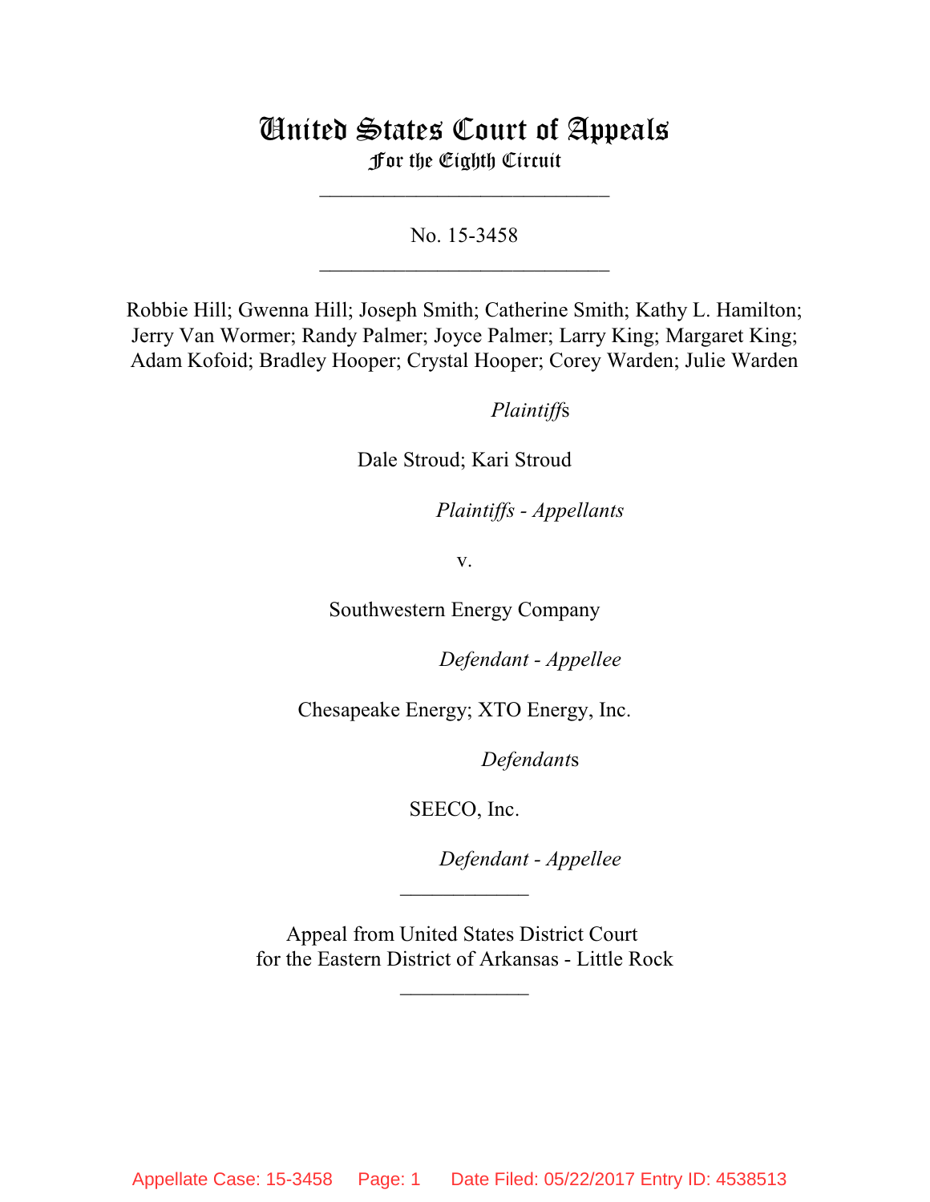# United States Court of Appeals
## For the Eighth Circuit

\_\_\_\_\_\_\_\_\_\_\_\_\_\_\_\_\_\_\_\_\_\_\_\_\_\_\_

No. 15-3458

\_\_\_\_\_\_\_\_\_\_\_\_\_\_\_\_\_\_\_\_\_\_\_\_\_\_\_

Robbie Hill; Gwenna Hill; Joseph Smith; Catherine Smith; Kathy L. Hamilton; Jerry Van Wormer; Randy Palmer; Joyce Palmer; Larry King; Margaret King; Adam Kofoid; Bradley Hooper; Crystal Hooper; Corey Warden; Julie Warden

*Plaintiffs*

Dale Stroud; Kari Stroud

*Plaintiffs - Appellants*

v.

Southwestern Energy Company

*Defendant - Appellee*

Chesapeake Energy; XTO Energy, Inc.

*Defendants*

SEECO, Inc.

*Defendant - Appellee*

\_\_\_\_\_\_\_\_\_\_\_\_

Appeal from United States District Court for the Eastern District of Arkansas - Little Rock

\_\_\_\_\_\_\_\_\_\_\_\_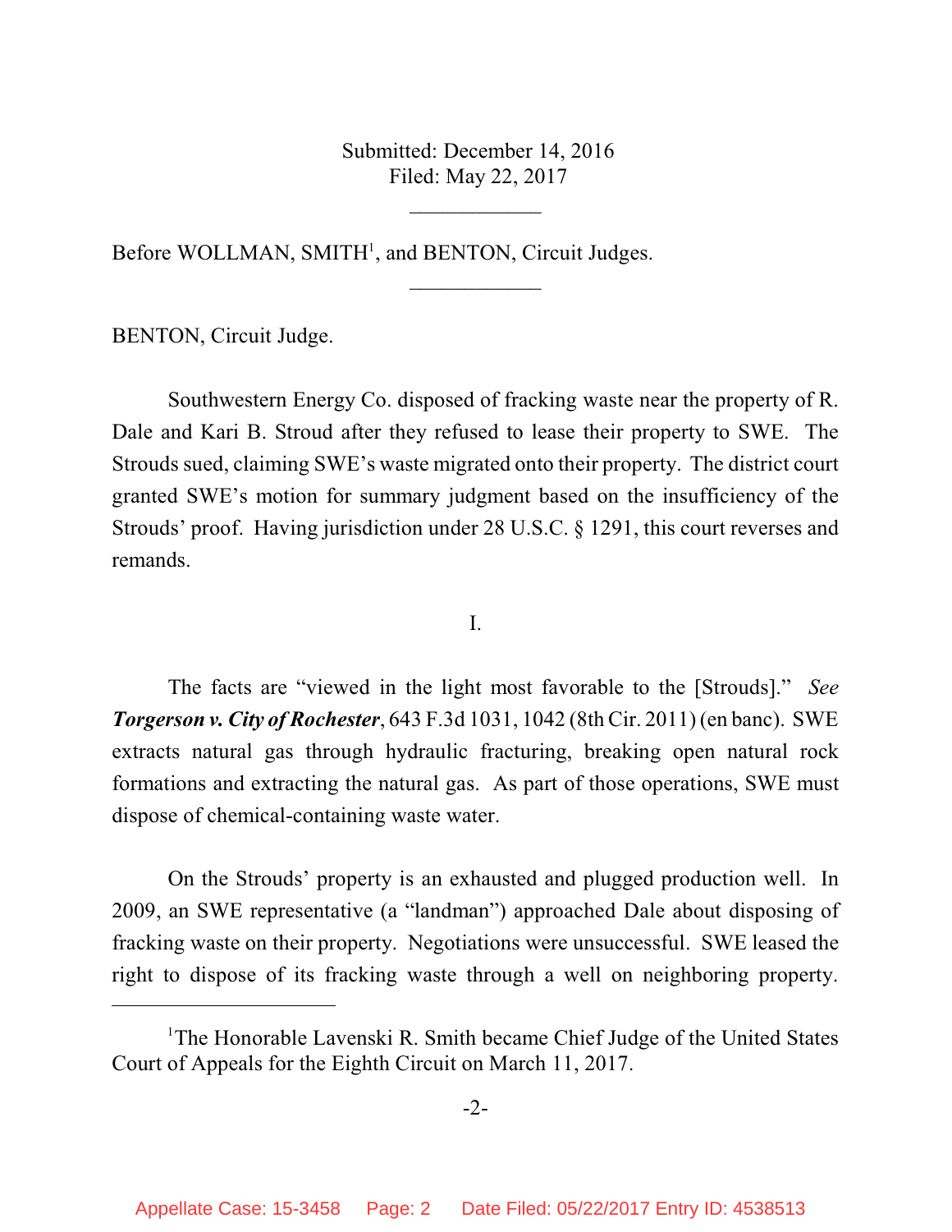Submitted: December 14, 2016
Filed: May 22, 2017

____________

Before WOLLMAN, SMITH[1], and BENTON, Circuit Judges.

____________

BENTON, Circuit Judge.

Southwestern Energy Co. disposed of fracking waste near the property of R. Dale and Kari B. Stroud after they refused to lease their property to SWE. The Strouds sued, claiming SWE's waste migrated onto their property. The district court granted SWE's motion for summary judgment based on the insufficiency of the Strouds' proof. Having jurisdiction under 28 U.S.C. § 1291, this court reverses and remands.

I.

The facts are "viewed in the light most favorable to the [Strouds]." *See* ***Torgerson v. City of Rochester***, 643 F.3d 1031, 1042 (8th Cir. 2011) (en banc). SWE extracts natural gas through hydraulic fracturing, breaking open natural rock formations and extracting the natural gas. As part of those operations, SWE must dispose of chemical-containing waste water.

On the Strouds' property is an exhausted and plugged production well. In 2009, an SWE representative (a "landman") approached Dale about disposing of fracking waste on their property. Negotiations were unsuccessful. SWE leased the right to dispose of its fracking waste through a well on neighboring property.

[1]The Honorable Lavenski R. Smith became Chief Judge of the United States Court of Appeals for the Eighth Circuit on March 11, 2017.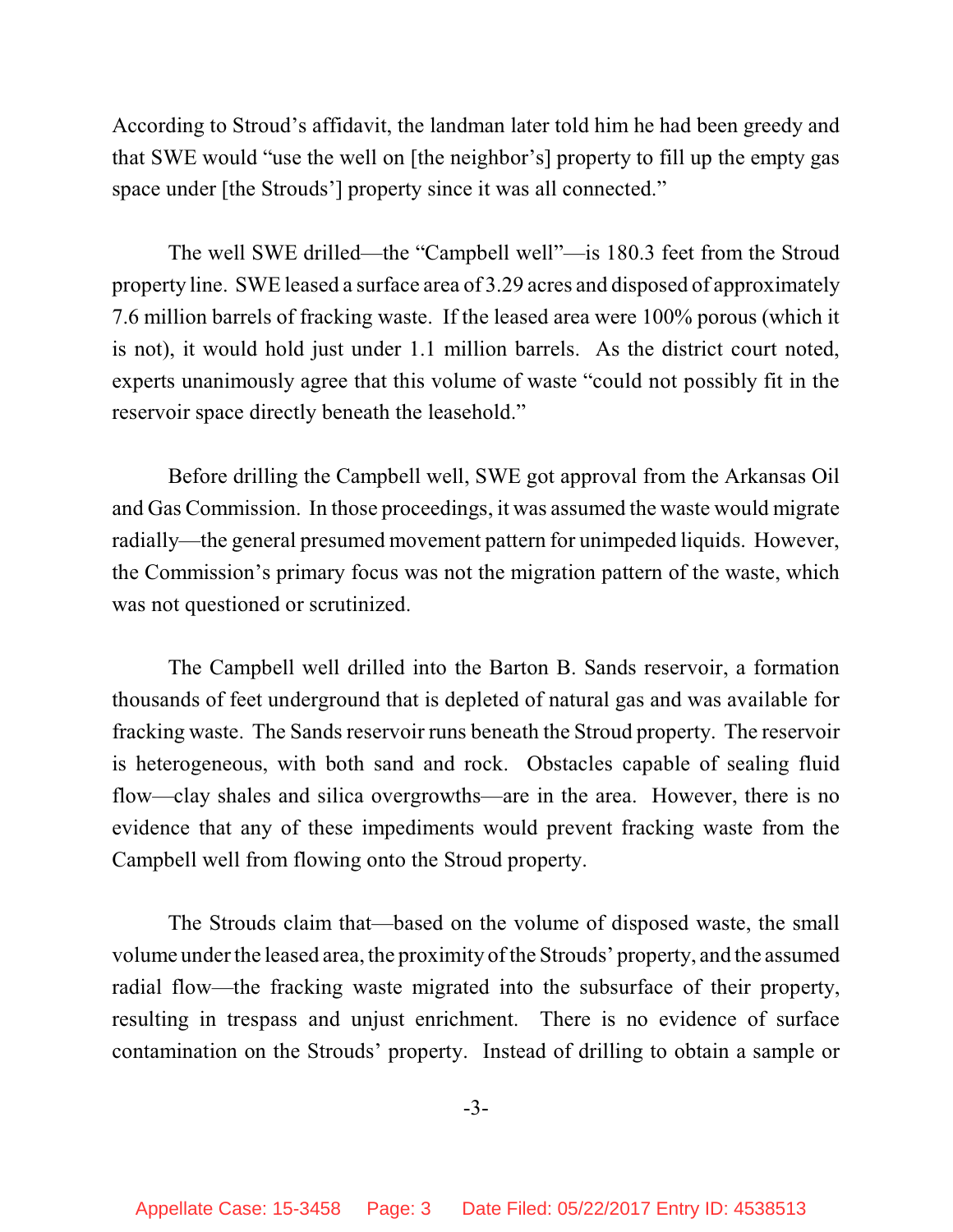According to Stroud's affidavit, the landman later told him he had been greedy and that SWE would "use the well on [the neighbor's] property to fill up the empty gas space under [the Strouds'] property since it was all connected."

The well SWE drilled—the "Campbell well"—is 180.3 feet from the Stroud property line. SWE leased a surface area of 3.29 acres and disposed of approximately 7.6 million barrels of fracking waste. If the leased area were 100% porous (which it is not), it would hold just under 1.1 million barrels. As the district court noted, experts unanimously agree that this volume of waste "could not possibly fit in the reservoir space directly beneath the leasehold."

Before drilling the Campbell well, SWE got approval from the Arkansas Oil and Gas Commission. In those proceedings, it was assumed the waste would migrate radially—the general presumed movement pattern for unimpeded liquids. However, the Commission's primary focus was not the migration pattern of the waste, which was not questioned or scrutinized.

The Campbell well drilled into the Barton B. Sands reservoir, a formation thousands of feet underground that is depleted of natural gas and was available for fracking waste. The Sands reservoir runs beneath the Stroud property. The reservoir is heterogeneous, with both sand and rock. Obstacles capable of sealing fluid flow—clay shales and silica overgrowths—are in the area. However, there is no evidence that any of these impediments would prevent fracking waste from the Campbell well from flowing onto the Stroud property.

The Strouds claim that—based on the volume of disposed waste, the small volume under the leased area, the proximity of the Strouds' property, and the assumed radial flow—the fracking waste migrated into the subsurface of their property, resulting in trespass and unjust enrichment. There is no evidence of surface contamination on the Strouds' property. Instead of drilling to obtain a sample or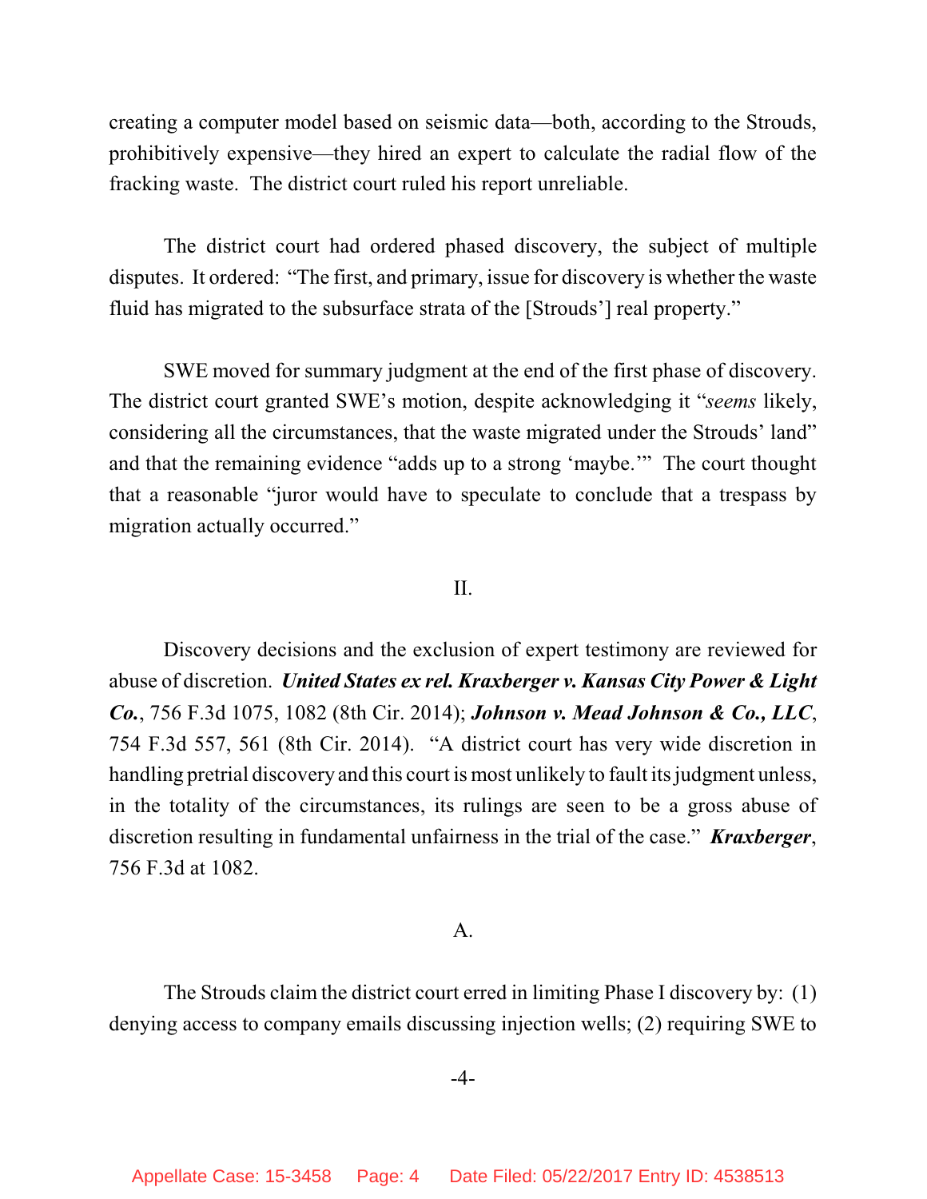creating a computer model based on seismic data—both, according to the Strouds, prohibitively expensive—they hired an expert to calculate the radial flow of the fracking waste. The district court ruled his report unreliable.

The district court had ordered phased discovery, the subject of multiple disputes. It ordered: "The first, and primary, issue for discovery is whether the waste fluid has migrated to the subsurface strata of the [Strouds'] real property."

SWE moved for summary judgment at the end of the first phase of discovery. The district court granted SWE's motion, despite acknowledging it "*seems* likely, considering all the circumstances, that the waste migrated under the Strouds' land" and that the remaining evidence "adds up to a strong 'maybe.'" The court thought that a reasonable "juror would have to speculate to conclude that a trespass by migration actually occurred."

## II.

Discovery decisions and the exclusion of expert testimony are reviewed for abuse of discretion. ***United States ex rel. Kraxberger v. Kansas City Power & Light Co.***, 756 F.3d 1075, 1082 (8th Cir. 2014); ***Johnson v. Mead Johnson & Co., LLC***, 754 F.3d 557, 561 (8th Cir. 2014). "A district court has very wide discretion in handling pretrial discovery and this court is most unlikely to fault its judgment unless, in the totality of the circumstances, its rulings are seen to be a gross abuse of discretion resulting in fundamental unfairness in the trial of the case." ***Kraxberger***, 756 F.3d at 1082.

### A.

The Strouds claim the district court erred in limiting Phase I discovery by: (1) denying access to company emails discussing injection wells; (2) requiring SWE to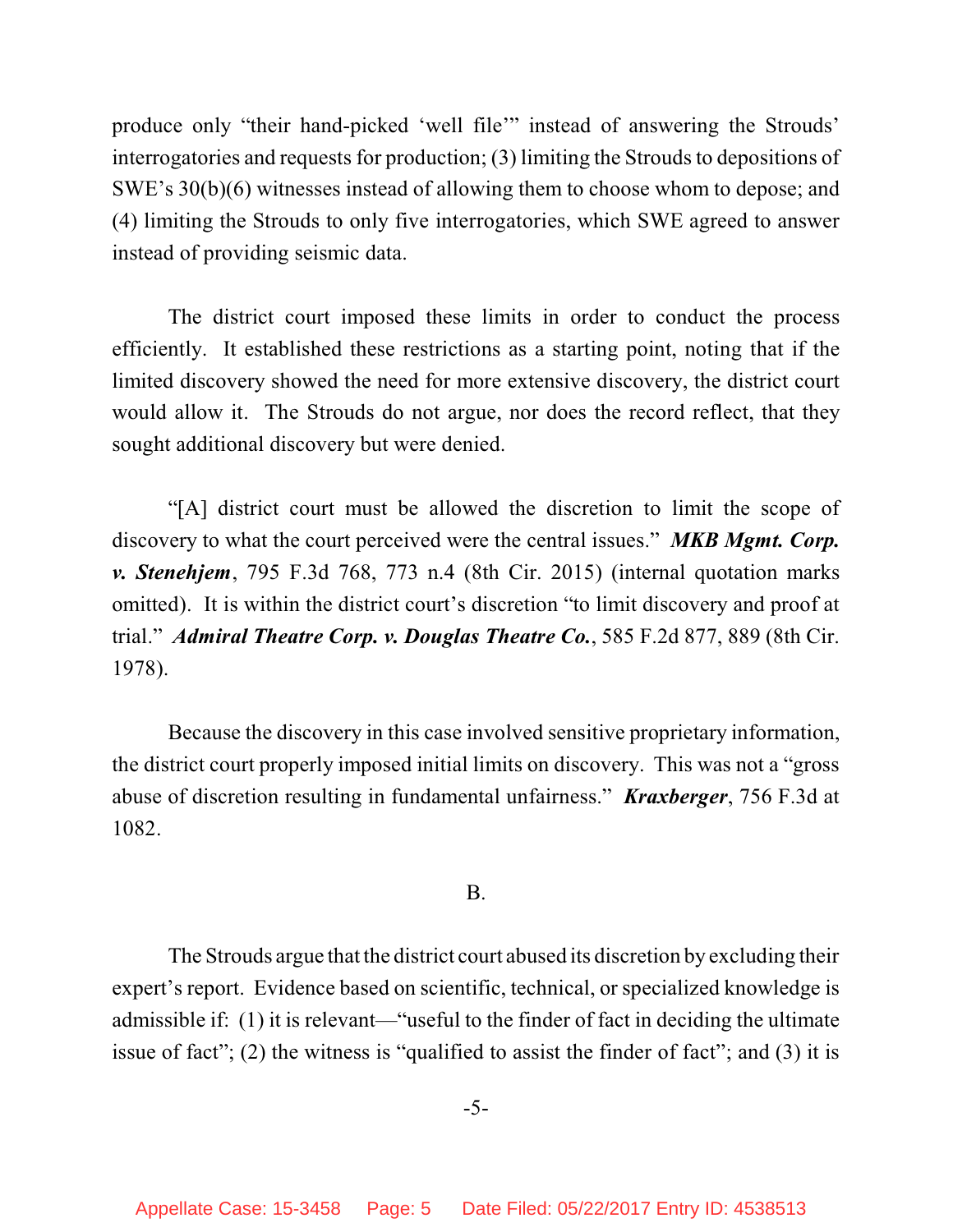produce only "their hand-picked 'well file'" instead of answering the Strouds' interrogatories and requests for production; (3) limiting the Strouds to depositions of SWE's 30(b)(6) witnesses instead of allowing them to choose whom to depose; and (4) limiting the Strouds to only five interrogatories, which SWE agreed to answer instead of providing seismic data.

The district court imposed these limits in order to conduct the process efficiently. It established these restrictions as a starting point, noting that if the limited discovery showed the need for more extensive discovery, the district court would allow it. The Strouds do not argue, nor does the record reflect, that they sought additional discovery but were denied.

"[A] district court must be allowed the discretion to limit the scope of discovery to what the court perceived were the central issues." ***MKB Mgmt. Corp. v. Stenehjem***, 795 F.3d 768, 773 n.4 (8th Cir. 2015) (internal quotation marks omitted). It is within the district court's discretion "to limit discovery and proof at trial." ***Admiral Theatre Corp. v. Douglas Theatre Co.***, 585 F.2d 877, 889 (8th Cir. 1978).

Because the discovery in this case involved sensitive proprietary information, the district court properly imposed initial limits on discovery. This was not a "gross abuse of discretion resulting in fundamental unfairness." ***Kraxberger***, 756 F.3d at 1082.

B.

The Strouds argue that the district court abused its discretion by excluding their expert's report. Evidence based on scientific, technical, or specialized knowledge is admissible if: (1) it is relevant—"useful to the finder of fact in deciding the ultimate issue of fact"; (2) the witness is "qualified to assist the finder of fact"; and (3) it is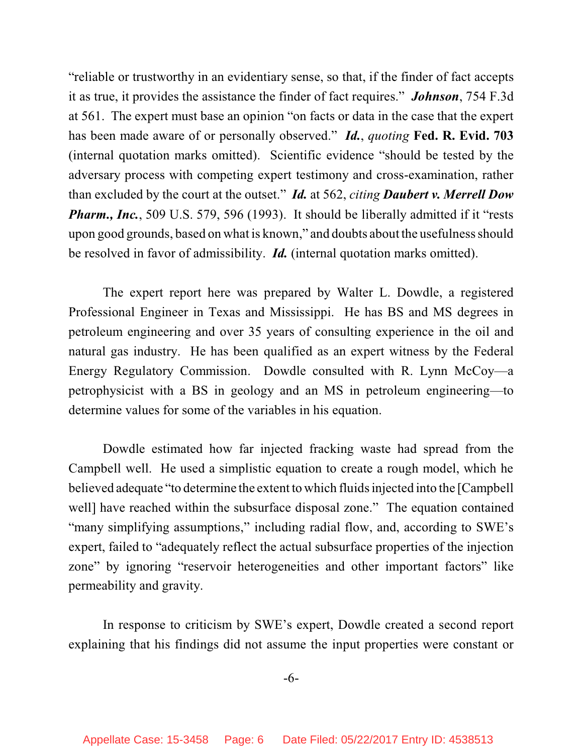"reliable or trustworthy in an evidentiary sense, so that, if the finder of fact accepts it as true, it provides the assistance the finder of fact requires." ***Johnson***, 754 F.3d at 561. The expert must base an opinion "on facts or data in the case that the expert has been made aware of or personally observed." ***Id.***, *quoting* **Fed. R. Evid. 703** (internal quotation marks omitted). Scientific evidence "should be tested by the adversary process with competing expert testimony and cross-examination, rather than excluded by the court at the outset." ***Id.*** at 562, *citing* ***Daubert v. Merrell Dow Pharm., Inc.***, 509 U.S. 579, 596 (1993). It should be liberally admitted if it "rests upon good grounds, based on what is known," and doubts about the usefulness should be resolved in favor of admissibility. ***Id.*** (internal quotation marks omitted).

The expert report here was prepared by Walter L. Dowdle, a registered Professional Engineer in Texas and Mississippi. He has BS and MS degrees in petroleum engineering and over 35 years of consulting experience in the oil and natural gas industry. He has been qualified as an expert witness by the Federal Energy Regulatory Commission. Dowdle consulted with R. Lynn McCoy—a petrophysicist with a BS in geology and an MS in petroleum engineering—to determine values for some of the variables in his equation.

Dowdle estimated how far injected fracking waste had spread from the Campbell well. He used a simplistic equation to create a rough model, which he believed adequate "to determine the extent to which fluids injected into the [Campbell well] have reached within the subsurface disposal zone." The equation contained "many simplifying assumptions," including radial flow, and, according to SWE's expert, failed to "adequately reflect the actual subsurface properties of the injection zone" by ignoring "reservoir heterogeneities and other important factors" like permeability and gravity.

In response to criticism by SWE's expert, Dowdle created a second report explaining that his findings did not assume the input properties were constant or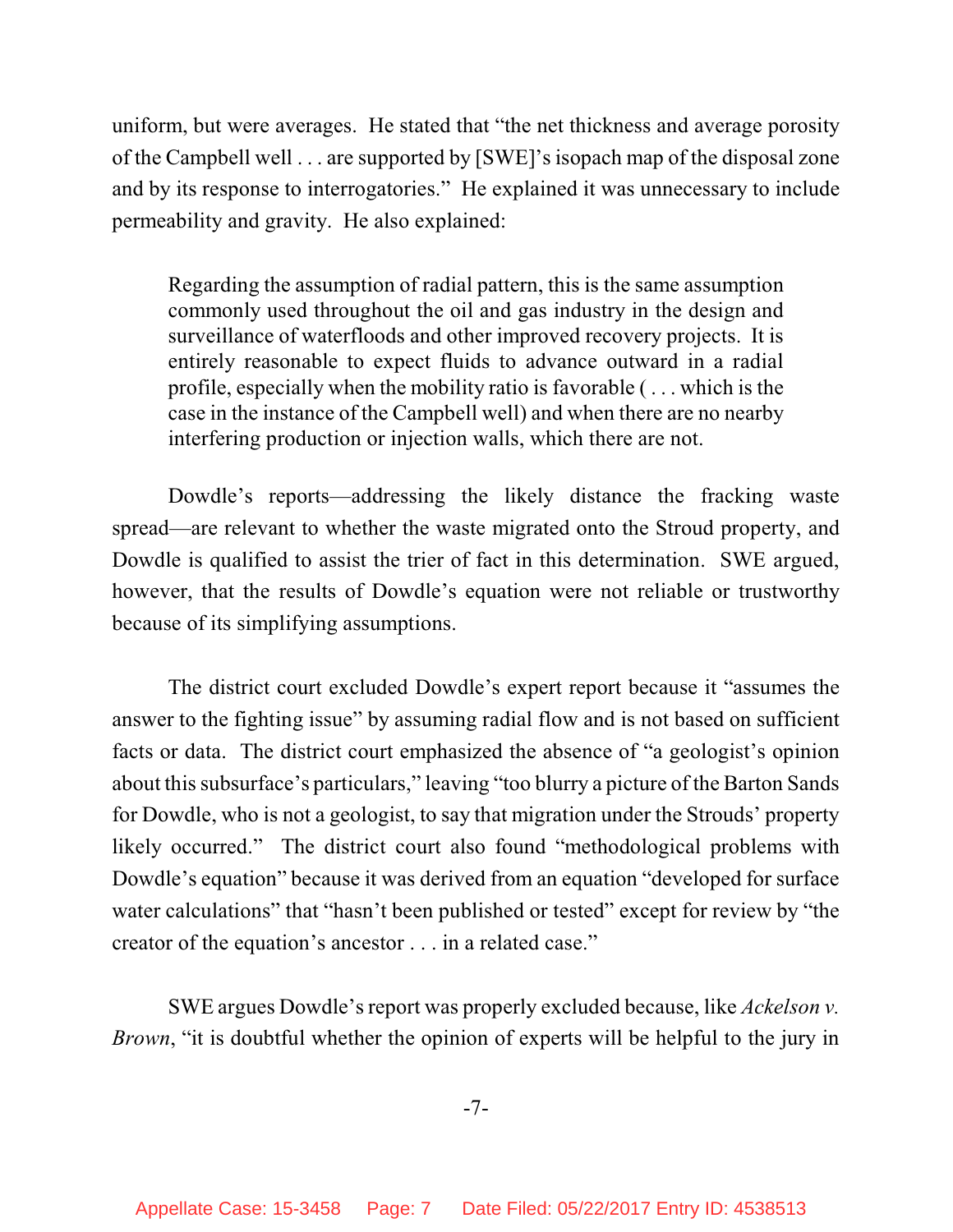uniform, but were averages. He stated that "the net thickness and average porosity of the Campbell well . . . are supported by [SWE]'s isopach map of the disposal zone and by its response to interrogatories." He explained it was unnecessary to include permeability and gravity. He also explained:

> Regarding the assumption of radial pattern, this is the same assumption commonly used throughout the oil and gas industry in the design and surveillance of waterfloods and other improved recovery projects. It is entirely reasonable to expect fluids to advance outward in a radial profile, especially when the mobility ratio is favorable ( . . . which is the case in the instance of the Campbell well) and when there are no nearby interfering production or injection walls, which there are not.

Dowdle's reports—addressing the likely distance the fracking waste spread—are relevant to whether the waste migrated onto the Stroud property, and Dowdle is qualified to assist the trier of fact in this determination. SWE argued, however, that the results of Dowdle's equation were not reliable or trustworthy because of its simplifying assumptions.

The district court excluded Dowdle's expert report because it "assumes the answer to the fighting issue" by assuming radial flow and is not based on sufficient facts or data. The district court emphasized the absence of "a geologist's opinion about this subsurface's particulars," leaving "too blurry a picture of the Barton Sands for Dowdle, who is not a geologist, to say that migration under the Strouds' property likely occurred." The district court also found "methodological problems with Dowdle's equation" because it was derived from an equation "developed for surface water calculations" that "hasn't been published or tested" except for review by "the creator of the equation's ancestor . . . in a related case."

SWE argues Dowdle's report was properly excluded because, like *Ackelson v. Brown*, "it is doubtful whether the opinion of experts will be helpful to the jury in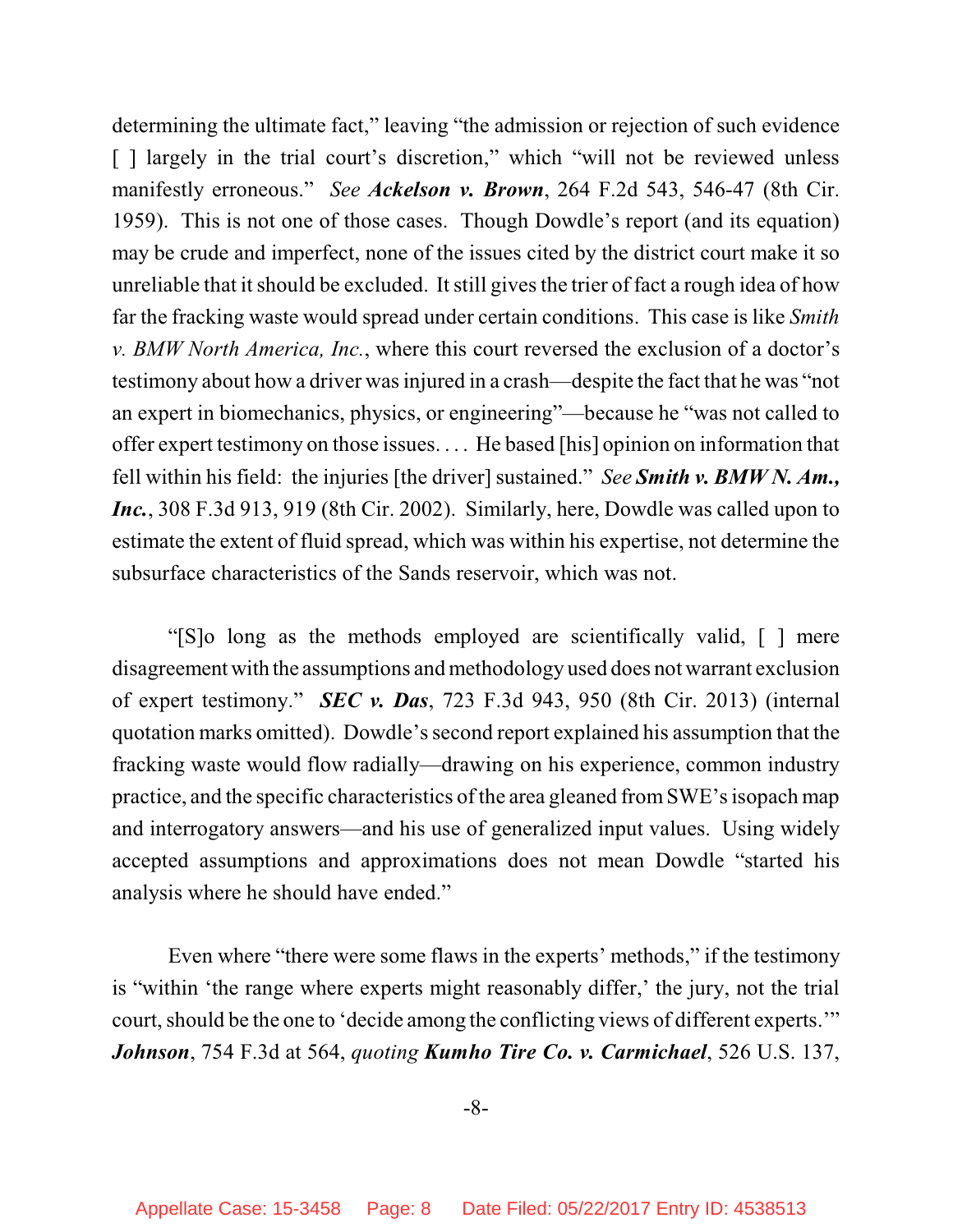determining the ultimate fact," leaving "the admission or rejection of such evidence [ ] largely in the trial court's discretion," which "will not be reviewed unless manifestly erroneous." *See* ***Ackelson v. Brown***, 264 F.2d 543, 546-47 (8th Cir. 1959). This is not one of those cases. Though Dowdle's report (and its equation) may be crude and imperfect, none of the issues cited by the district court make it so unreliable that it should be excluded. It still gives the trier of fact a rough idea of how far the fracking waste would spread under certain conditions. This case is like *Smith v. BMW North America, Inc.*, where this court reversed the exclusion of a doctor's testimony about how a driver was injured in a crash—despite the fact that he was "not an expert in biomechanics, physics, or engineering"—because he "was not called to offer expert testimony on those issues. . . . He based [his] opinion on information that fell within his field: the injuries [the driver] sustained." *See* ***Smith v. BMW N. Am., Inc.***, 308 F.3d 913, 919 (8th Cir. 2002). Similarly, here, Dowdle was called upon to estimate the extent of fluid spread, which was within his expertise, not determine the subsurface characteristics of the Sands reservoir, which was not.

"[S]o long as the methods employed are scientifically valid, [ ] mere disagreement with the assumptions and methodology used does not warrant exclusion of expert testimony." ***SEC v. Das***, 723 F.3d 943, 950 (8th Cir. 2013) (internal quotation marks omitted). Dowdle's second report explained his assumption that the fracking waste would flow radially—drawing on his experience, common industry practice, and the specific characteristics of the area gleaned from SWE's isopach map and interrogatory answers—and his use of generalized input values. Using widely accepted assumptions and approximations does not mean Dowdle "started his analysis where he should have ended."

Even where "there were some flaws in the experts' methods," if the testimony is "within 'the range where experts might reasonably differ,' the jury, not the trial court, should be the one to 'decide among the conflicting views of different experts.'" ***Johnson***, 754 F.3d at 564, *quoting* ***Kumho Tire Co. v. Carmichael***, 526 U.S. 137,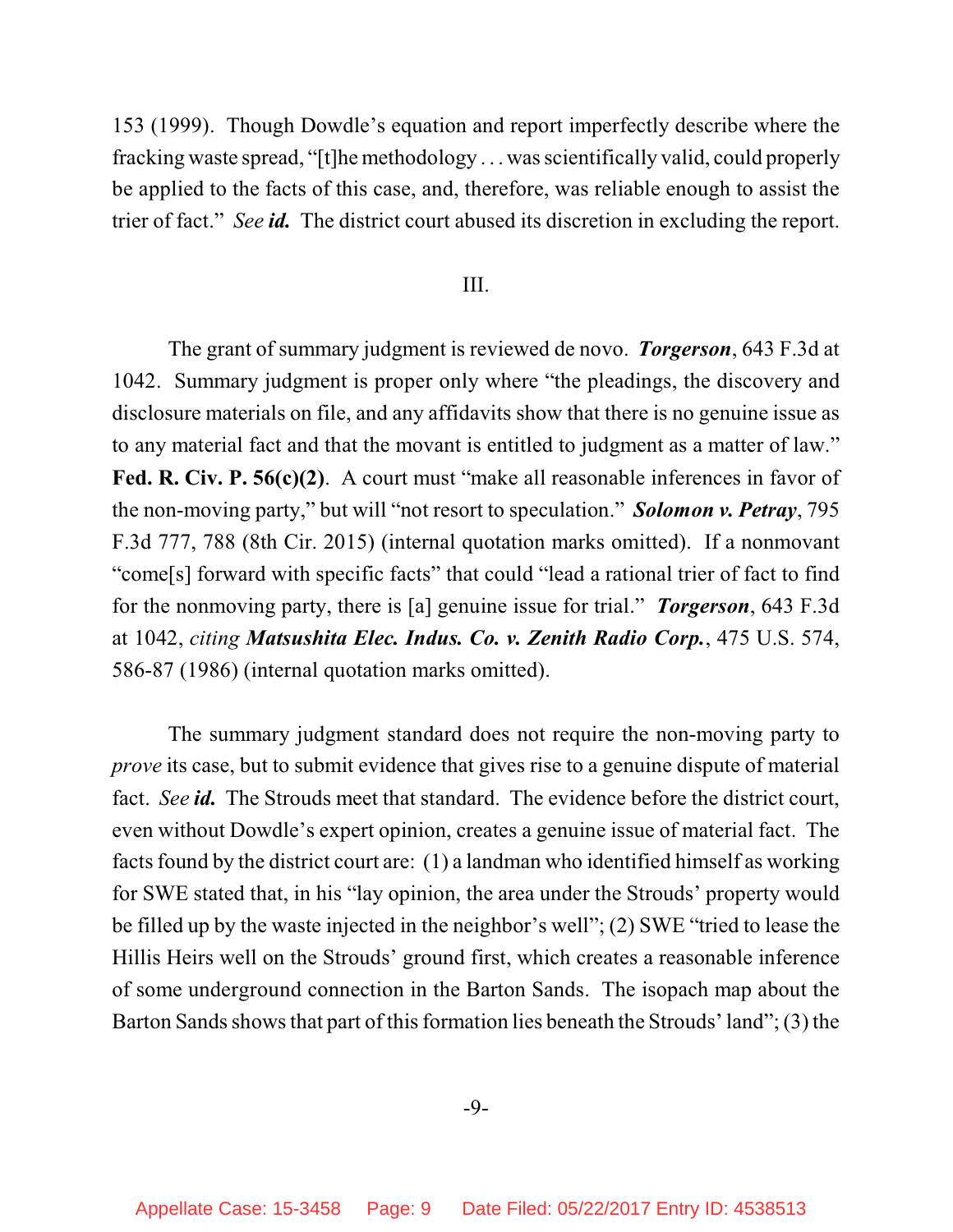153 (1999). Though Dowdle's equation and report imperfectly describe where the fracking waste spread, "[t]he methodology . . . was scientifically valid, could properly be applied to the facts of this case, and, therefore, was reliable enough to assist the trier of fact." *See* ***id.*** The district court abused its discretion in excluding the report.

III.

The grant of summary judgment is reviewed de novo. ***Torgerson***, 643 F.3d at 1042. Summary judgment is proper only where "the pleadings, the discovery and disclosure materials on file, and any affidavits show that there is no genuine issue as to any material fact and that the movant is entitled to judgment as a matter of law." **Fed. R. Civ. P. 56(c)(2)**. A court must "make all reasonable inferences in favor of the non-moving party," but will "not resort to speculation." ***Solomon v. Petray***, 795 F.3d 777, 788 (8th Cir. 2015) (internal quotation marks omitted). If a nonmovant "come[s] forward with specific facts" that could "lead a rational trier of fact to find for the nonmoving party, there is [a] genuine issue for trial." ***Torgerson***, 643 F.3d at 1042, *citing* ***Matsushita Elec. Indus. Co. v. Zenith Radio Corp.***, 475 U.S. 574, 586-87 (1986) (internal quotation marks omitted).

The summary judgment standard does not require the non-moving party to *prove* its case, but to submit evidence that gives rise to a genuine dispute of material fact. *See* ***id.*** The Strouds meet that standard. The evidence before the district court, even without Dowdle's expert opinion, creates a genuine issue of material fact. The facts found by the district court are: (1) a landman who identified himself as working for SWE stated that, in his "lay opinion, the area under the Strouds' property would be filled up by the waste injected in the neighbor's well"; (2) SWE "tried to lease the Hillis Heirs well on the Strouds' ground first, which creates a reasonable inference of some underground connection in the Barton Sands. The isopach map about the Barton Sands shows that part of this formation lies beneath the Strouds' land"; (3) the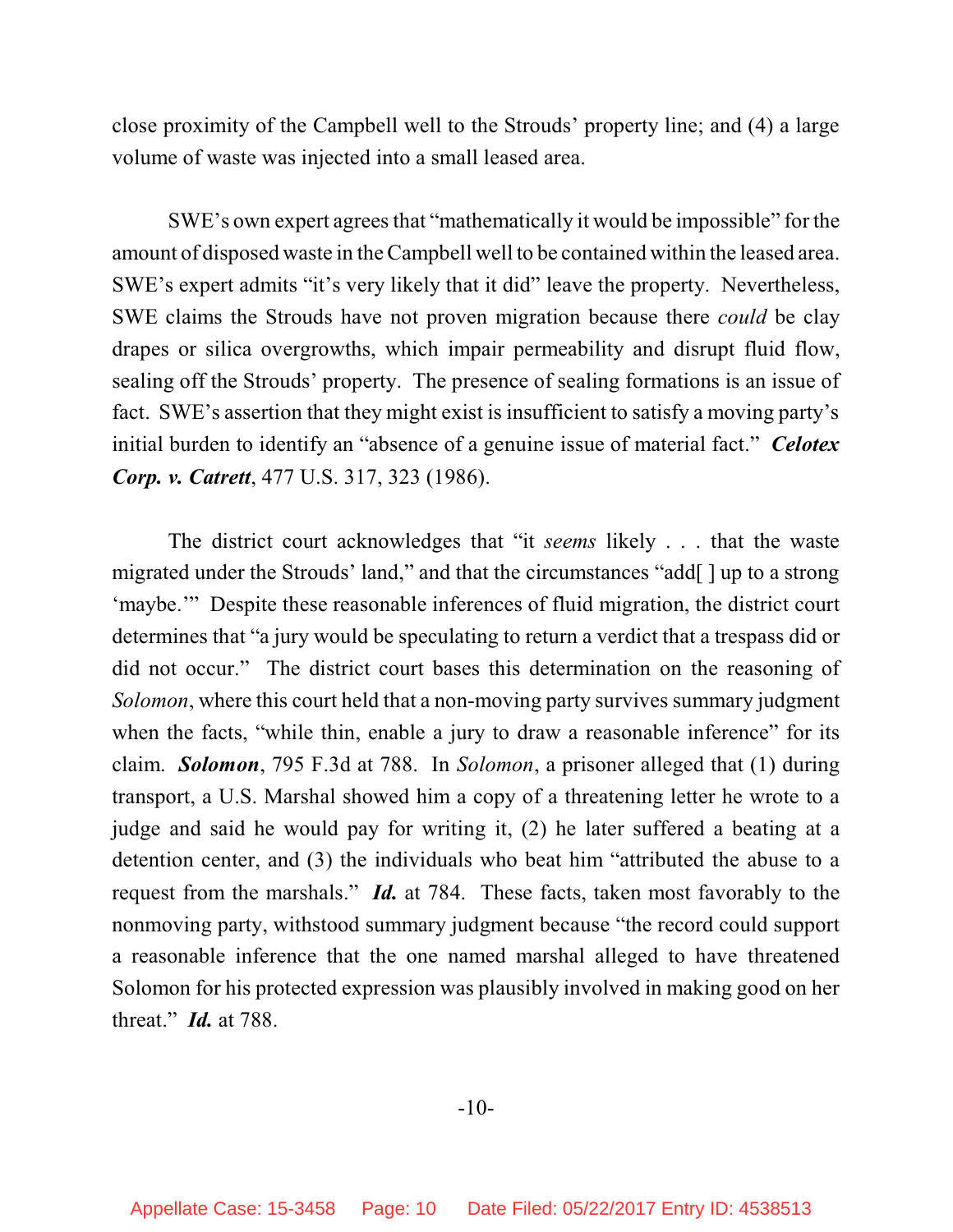close proximity of the Campbell well to the Strouds' property line; and (4) a large volume of waste was injected into a small leased area.

SWE's own expert agrees that "mathematically it would be impossible" for the amount of disposed waste in the Campbell well to be contained within the leased area. SWE's expert admits "it's very likely that it did" leave the property. Nevertheless, SWE claims the Strouds have not proven migration because there *could* be clay drapes or silica overgrowths, which impair permeability and disrupt fluid flow, sealing off the Strouds' property. The presence of sealing formations is an issue of fact. SWE's assertion that they might exist is insufficient to satisfy a moving party's initial burden to identify an "absence of a genuine issue of material fact." ***Celotex Corp. v. Catrett***, 477 U.S. 317, 323 (1986).

The district court acknowledges that "it *seems* likely . . . that the waste migrated under the Strouds' land," and that the circumstances "add[ ] up to a strong 'maybe.'" Despite these reasonable inferences of fluid migration, the district court determines that "a jury would be speculating to return a verdict that a trespass did or did not occur." The district court bases this determination on the reasoning of *Solomon*, where this court held that a non-moving party survives summary judgment when the facts, "while thin, enable a jury to draw a reasonable inference" for its claim. ***Solomon***, 795 F.3d at 788. In *Solomon*, a prisoner alleged that (1) during transport, a U.S. Marshal showed him a copy of a threatening letter he wrote to a judge and said he would pay for writing it, (2) he later suffered a beating at a detention center, and (3) the individuals who beat him "attributed the abuse to a request from the marshals." ***Id.*** at 784. These facts, taken most favorably to the nonmoving party, withstood summary judgment because "the record could support a reasonable inference that the one named marshal alleged to have threatened Solomon for his protected expression was plausibly involved in making good on her threat." ***Id.*** at 788.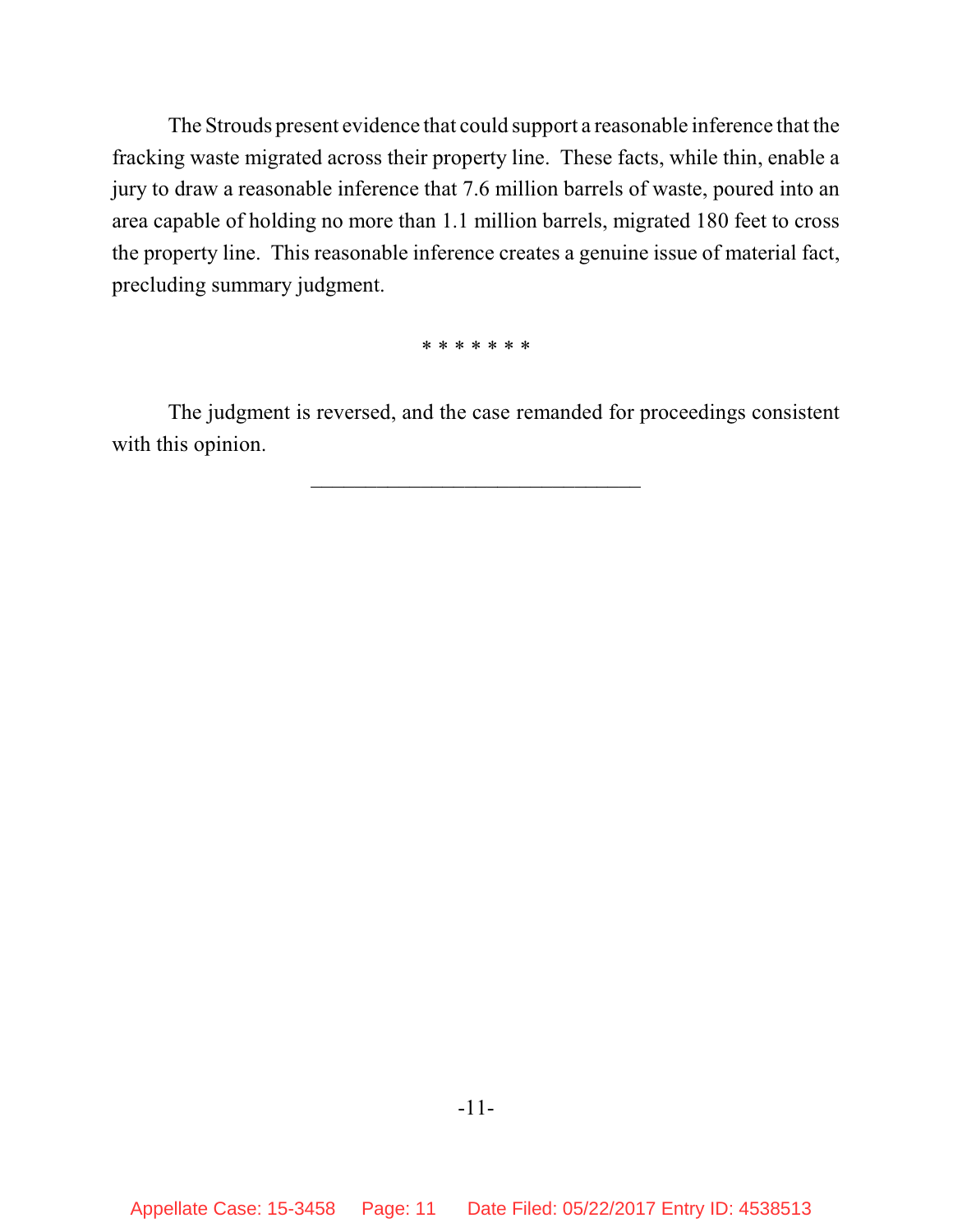The Strouds present evidence that could support a reasonable inference that the fracking waste migrated across their property line. These facts, while thin, enable a jury to draw a reasonable inference that 7.6 million barrels of waste, poured into an area capable of holding no more than 1.1 million barrels, migrated 180 feet to cross the property line. This reasonable inference creates a genuine issue of material fact, precluding summary judgment.

* * * * * * *

The judgment is reversed, and the case remanded for proceedings consistent with this opinion.

______________________________